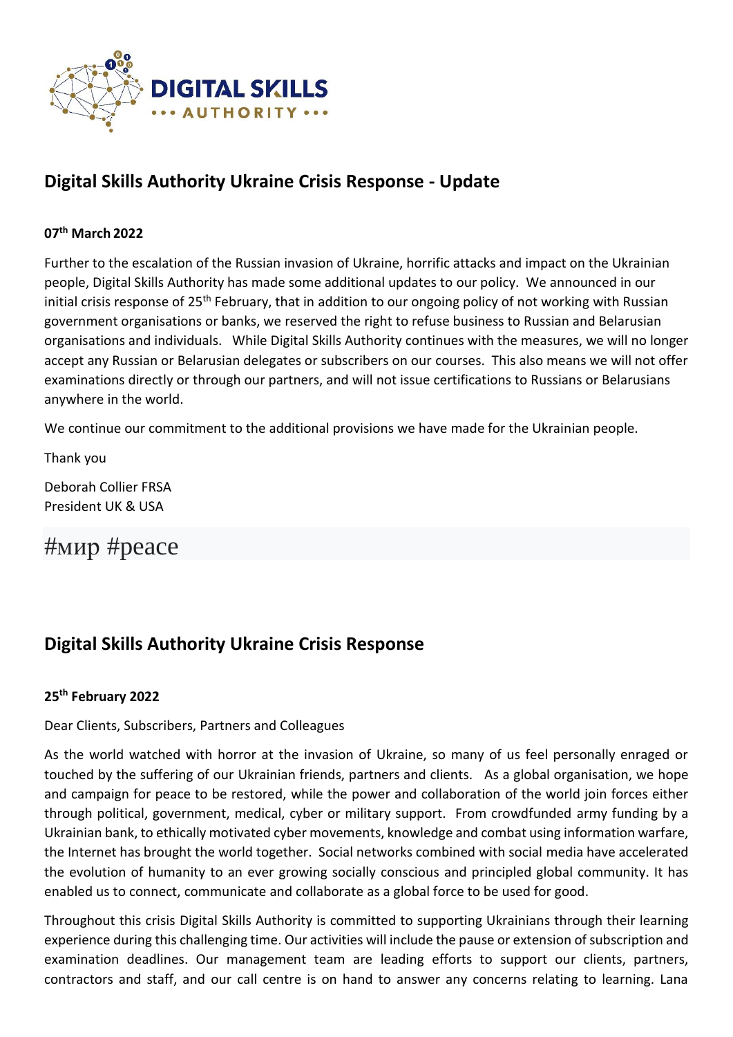## Digital Skills Authority Ukraine Crisis Response - Update

**07th March 2022**

Further to the escalation of the Russian invasion of Ukraine, horrific attacks and impact on the Ukrainian people, Digital Skills Authority has made some additional updates to our policy. We announced in our initial crisis response of 25th February, that in addition to our ongoing policy of not working with Russian government organisations or banks, we reserved the right to refuse business to Russian and Belarusian organisations and individuals. While Digital Skills Authority continues with the measures, we will no longer accept any Russian or Belarusian delegates or subscribers on our courses. This also means we will not offer examinations directly or through our partners, and will not issue certifications to Russians or Belarusians anywhere in the world.

We continue our commitment to the additional provisions we have made for the Ukrainian people.

Thank you

Deborah Collier FRSA
President UK & USA

#мир #peace

## Digital Skills Authority Ukraine Crisis Response

**25th February 2022**

Dear Clients, Subscribers, Partners and Colleagues

As the world watched with horror at the invasion of Ukraine, so many of us feel personally enraged or touched by the suffering of our Ukrainian friends, partners and clients. As a global organisation, we hope and campaign for peace to be restored, while the power and collaboration of the world join forces either through political, government, medical, cyber or military support. From crowdfunded army funding by a Ukrainian bank, to ethically motivated cyber movements, knowledge and combat using information warfare, the Internet has brought the world together. Social networks combined with social media have accelerated the evolution of humanity to an ever growing socially conscious and principled global community. It has enabled us to connect, communicate and collaborate as a global force to be used for good.

Throughout this crisis Digital Skills Authority is committed to supporting Ukrainians through their learning experience during this challenging time. Our activities will include the pause or extension of subscription and examination deadlines. Our management team are leading efforts to support our clients, partners, contractors and staff, and our call centre is on hand to answer any concerns relating to learning. Lana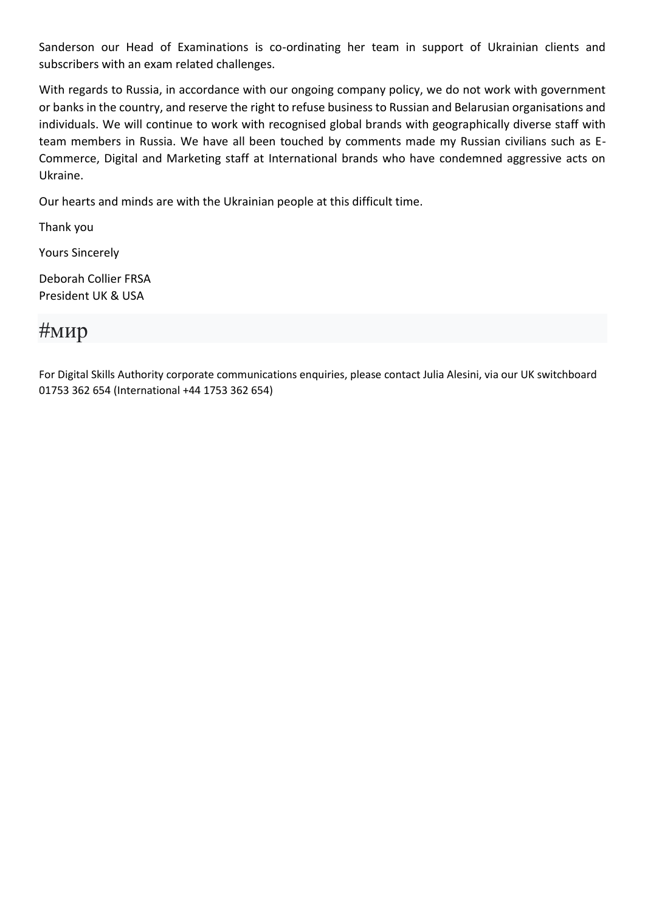Sanderson our Head of Examinations is co-ordinating her team in support of Ukrainian clients and subscribers with an exam related challenges.

With regards to Russia, in accordance with our ongoing company policy, we do not work with government or banks in the country, and reserve the right to refuse business to Russian and Belarusian organisations and individuals. We will continue to work with recognised global brands with geographically diverse staff with team members in Russia. We have all been touched by comments made my Russian civilians such as E-Commerce, Digital and Marketing staff at International brands who have condemned aggressive acts on Ukraine.

Our hearts and minds are with the Ukrainian people at this difficult time.

Thank you

Yours Sincerely

Deborah Collier FRSA
President UK & USA

# #мир

For Digital Skills Authority corporate communications enquiries, please contact Julia Alesini, via our UK switchboard 01753 362 654 (International +44 1753 362 654)